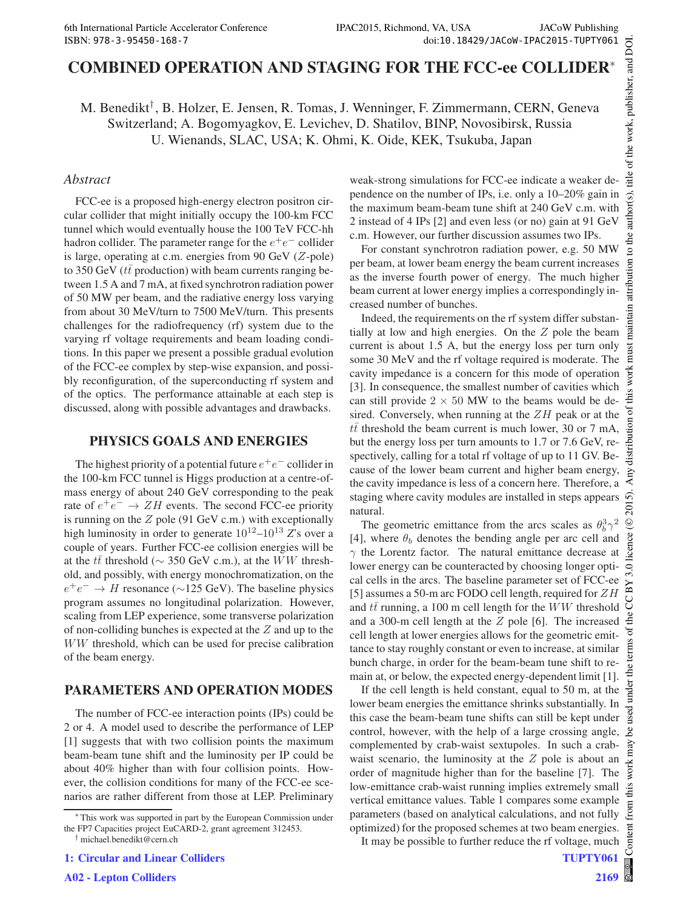# COMBINED OPERATION AND STAGING FOR THE FCC-ee COLLIDER*

M. Benedikt†, B. Holzer, E. Jensen, R. Tomas, J. Wenninger, F. Zimmermann, CERN, Geneva Switzerland; A. Bogomyagkov, E. Levichev, D. Shatilov, BINP, Novosibirsk, Russia U. Wienands, SLAC, USA; K. Ohmi, K. Oide, KEK, Tsukuba, Japan

## *Abstract*

FCC-ee is a proposed high-energy electron positron circular collider that might initially occupy the 100-km FCC tunnel which would eventually house the 100 TeV FCC-hh hadron collider. The parameter range for the $e^+e^-$ collider is large, operating at c.m. energies from 90 GeV ($Z$-pole) to 350 GeV ($t\bar{t}$ production) with beam currents ranging between 1.5 A and 7 mA, at fixed synchrotron radiation power of 50 MW per beam, and the radiative energy loss varying from about 30 MeV/turn to 7500 MeV/turn. This presents challenges for the radiofrequency (rf) system due to the varying rf voltage requirements and beam loading conditions. In this paper we present a possible gradual evolution of the FCC-ee complex by step-wise expansion, and possibly reconfiguration, of the superconducting rf system and of the optics. The performance attainable at each step is discussed, along with possible advantages and drawbacks.

## PHYSICS GOALS AND ENERGIES

The highest priority of a potential future $e^+e^-$ collider in the 100-km FCC tunnel is Higgs production at a centre-of-mass energy of about 240 GeV corresponding to the peak rate of $e^+e^- \to ZH$ events. The second FCC-ee priority is running on the $Z$ pole (91 GeV c.m.) with exceptionally high luminosity in order to generate $10^{12}$–$10^{13}$ $Z$'s over a couple of years. Further FCC-ee collision energies will be at the $t\bar{t}$ threshold ($\sim$ 350 GeV c.m.), at the $WW$ threshold, and possibly, with energy monochromatization, on the $e^+e^- \to H$ resonance ($\sim$125 GeV). The baseline physics program assumes no longitudinal polarization. However, scaling from LEP experience, some transverse polarization of non-colliding bunches is expected at the $Z$ and up to the $WW$ threshold, which can be used for precise calibration of the beam energy.

## PARAMETERS AND OPERATION MODES

The number of FCC-ee interaction points (IPs) could be 2 or 4. A model used to describe the performance of LEP [1] suggests that with two collision points the maximum beam-beam tune shift and the luminosity per IP could be about 40% higher than with four collision points. However, the collision conditions for many of the FCC-ee scenarios are rather different from those at LEP. Preliminary weak-strong simulations for FCC-ee indicate a weaker dependence on the number of IPs, i.e. only a 10–20% gain in the maximum beam-beam tune shift at 240 GeV c.m. with 2 instead of 4 IPs [2] and even less (or no) gain at 91 GeV c.m. However, our further discussion assumes two IPs.

For constant synchrotron radiation power, e.g. 50 MW per beam, at lower beam energy the beam current increases as the inverse fourth power of energy. The much higher beam current at lower energy implies a correspondingly increased number of bunches.

Indeed, the requirements on the rf system differ substantially at low and high energies. On the $Z$ pole the beam current is about 1.5 A, but the energy loss per turn only some 30 MeV and the rf voltage required is moderate. The cavity impedance is a concern for this mode of operation [3]. In consequence, the smallest number of cavities which can still provide $2 \times 50$ MW to the beams would be desired. Conversely, when running at the $ZH$ peak or at the $t\bar{t}$ threshold the beam current is much lower, 30 or 7 mA, but the energy loss per turn amounts to 1.7 or 7.6 GeV, respectively, calling for a total rf voltage of up to 11 GV. Because of the lower beam current and higher beam energy, the cavity impedance is less of a concern here. Therefore, a staging where cavity modules are installed in steps appears natural.

The geometric emittance from the arcs scales as $\theta_b^3\gamma^2$ [4], where $\theta_b$ denotes the bending angle per arc cell and $\gamma$ the Lorentz factor. The natural emittance decrease at lower energy can be counteracted by choosing longer optical cells in the arcs. The baseline parameter set of FCC-ee [5] assumes a 50-m arc FODO cell length, required for $ZH$ and $t\bar{t}$ running, a 100 m cell length for the $WW$ threshold and a 300-m cell length at the $Z$ pole [6]. The increased cell length at lower energies allows for the geometric emittance to stay roughly constant or even to increase, at similar bunch charge, in order for the beam-beam tune shift to remain at, or below, the expected energy-dependent limit [1].

If the cell length is held constant, equal to 50 m, at the lower beam energies the emittance shrinks substantially. In this case the beam-beam tune shifts can still be kept under control, however, with the help of a large crossing angle, complemented by crab-waist sextupoles. In such a crab-waist scenario, the luminosity at the $Z$ pole is about an order of magnitude higher than for the baseline [7]. The low-emittance crab-waist running implies extremely small vertical emittance values. Table 1 compares some example parameters (based on analytical calculations, and not fully optimized) for the proposed schemes at two beam energies.

It may be possible to further reduce the rf voltage, much

---

* This work was supported in part by the European Commission under the FP7 Capacities project EuCARD-2, grant agreement 312453.

† michael.benedikt@cern.ch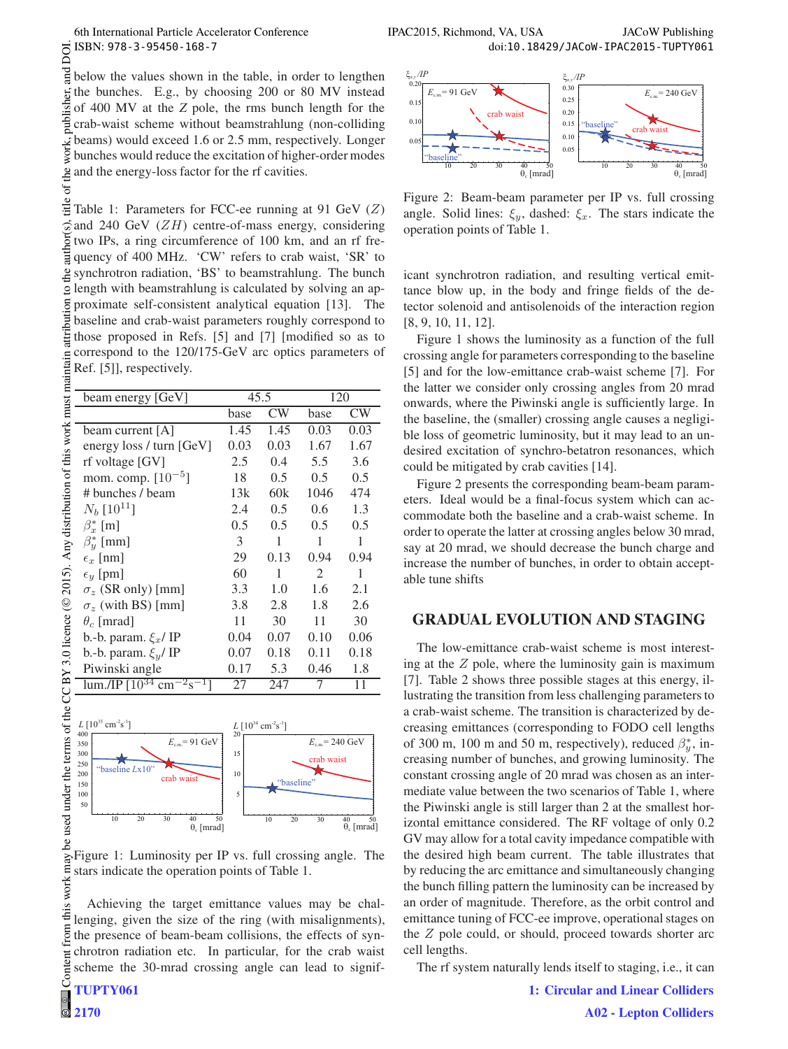below the values shown in the table, in order to lengthen the bunches. E.g., by choosing 200 or 80 MV instead of 400 MV at the $Z$ pole, the rms bunch length for the crab-waist scheme without beamstrahlung (non-colliding beams) would exceed 1.6 or 2.5 mm, respectively. Longer bunches would reduce the excitation of higher-order modes and the energy-loss factor for the rf cavities.

Table 1: Parameters for FCC-ee running at 91 GeV ($Z$) and 240 GeV ($ZH$) centre-of-mass energy, considering two IPs, a ring circumference of 100 km, and an rf frequency of 400 MHz. 'CW' refers to crab waist, 'SR' to synchrotron radiation, 'BS' to beamstrahlung. The bunch length with beamstrahlung is calculated by solving an approximate self-consistent analytical equation [13]. The baseline and crab-waist parameters roughly correspond to those proposed in Refs. [5] and [7] [modified so as to correspond to the 120/175-GeV arc optics parameters of Ref. [5]], respectively.

| beam energy [GeV] | 45.5 | | 120 | |
|---|---|---|---|---|
| | base | CW | base | CW |
| beam current [A] | 1.45 | 1.45 | 0.03 | 0.03 |
| energy loss / turn [GeV] | 0.03 | 0.03 | 1.67 | 1.67 |
| rf voltage [GV] | 2.5 | 0.4 | 5.5 | 3.6 |
| mom. comp. [$10^{-5}$] | 18 | 0.5 | 0.5 | 0.5 |
| # bunches / beam | 13k | 60k | 1046 | 474 |
| $N_b$ [$10^{11}$] | 2.4 | 0.5 | 0.6 | 1.3 |
| $\beta_x^*$ [m] | 0.5 | 0.5 | 0.5 | 0.5 |
| $\beta_y^*$ [mm] | 3 | 1 | 1 | 1 |
| $\epsilon_x$ [nm] | 29 | 0.13 | 0.94 | 0.94 |
| $\epsilon_y$ [pm] | 60 | 1 | 2 | 1 |
| $\sigma_z$ (SR only) [mm] | 3.3 | 1.0 | 1.6 | 2.1 |
| $\sigma_z$ (with BS) [mm] | 3.8 | 2.8 | 1.8 | 2.6 |
| $\theta_c$ [mrad] | 11 | 30 | 11 | 30 |
| b.-b. param. $\xi_x$/ IP | 0.04 | 0.07 | 0.10 | 0.06 |
| b.-b. param. $\xi_y$/ IP | 0.07 | 0.18 | 0.11 | 0.18 |
| Piwinski angle | 0.17 | 5.3 | 0.46 | 1.8 |
| lum./IP [$10^{34}$ cm$^{-2}$s$^{-1}$] | 27 | 247 | 7 | 11 |

Figure 1: Luminosity per IP vs. full crossing angle. The stars indicate the operation points of Table 1.

Achieving the target emittance values may be challenging, given the size of the ring (with misalignments), the presence of beam-beam collisions, the effects of synchrotron radiation etc. In particular, for the crab waist scheme the 30-mrad crossing angle can lead to significant synchrotron radiation, and resulting vertical emittance blow up, in the body and fringe fields of the detector solenoid and antisolenoids of the interaction region [8, 9, 10, 11, 12].

Figure 2: Beam-beam parameter per IP vs. full crossing angle. Solid lines: $\xi_y$, dashed: $\xi_x$. The stars indicate the operation points of Table 1.

Figure 1 shows the luminosity as a function of the full crossing angle for parameters corresponding to the baseline [5] and for the low-emittance crab-waist scheme [7]. For the latter we consider only crossing angles from 20 mrad onwards, where the Piwinski angle is sufficiently large. In the baseline, the (smaller) crossing angle causes a negligible loss of geometric luminosity, but it may lead to an undesired excitation of synchro-betatron resonances, which could be mitigated by crab cavities [14].

Figure 2 presents the corresponding beam-beam parameters. Ideal would be a final-focus system which can accommodate both the baseline and a crab-waist scheme. In order to operate the latter at crossing angles below 30 mrad, say at 20 mrad, we should decrease the bunch charge and increase the number of bunches, in order to obtain acceptable tune shifts

## GRADUAL EVOLUTION AND STAGING

The low-emittance crab-waist scheme is most interesting at the $Z$ pole, where the luminosity gain is maximum [7]. Table 2 shows three possible stages at this energy, illustrating the transition from less challenging parameters to a crab-waist scheme. The transition is characterized by decreasing emittances (corresponding to FODO cell lengths of 300 m, 100 m and 50 m, respectively), reduced $\beta_y^*$, increasing number of bunches, and growing luminosity. The constant crossing angle of 20 mrad was chosen as an intermediate value between the two scenarios of Table 1, where the Piwinski angle is still larger than 2 at the smallest horizontal emittance considered. The RF voltage of only 0.2 GV may allow for a total cavity impedance compatible with the desired high beam current. The table illustrates that by reducing the arc emittance and simultaneously changing the bunch filling pattern the luminosity can be increased by an order of magnitude. Therefore, as the orbit control and emittance tuning of FCC-ee improve, operational stages on the $Z$ pole could, or should, proceed towards shorter arc cell lengths.

The rf system naturally lends itself to staging, i.e., it can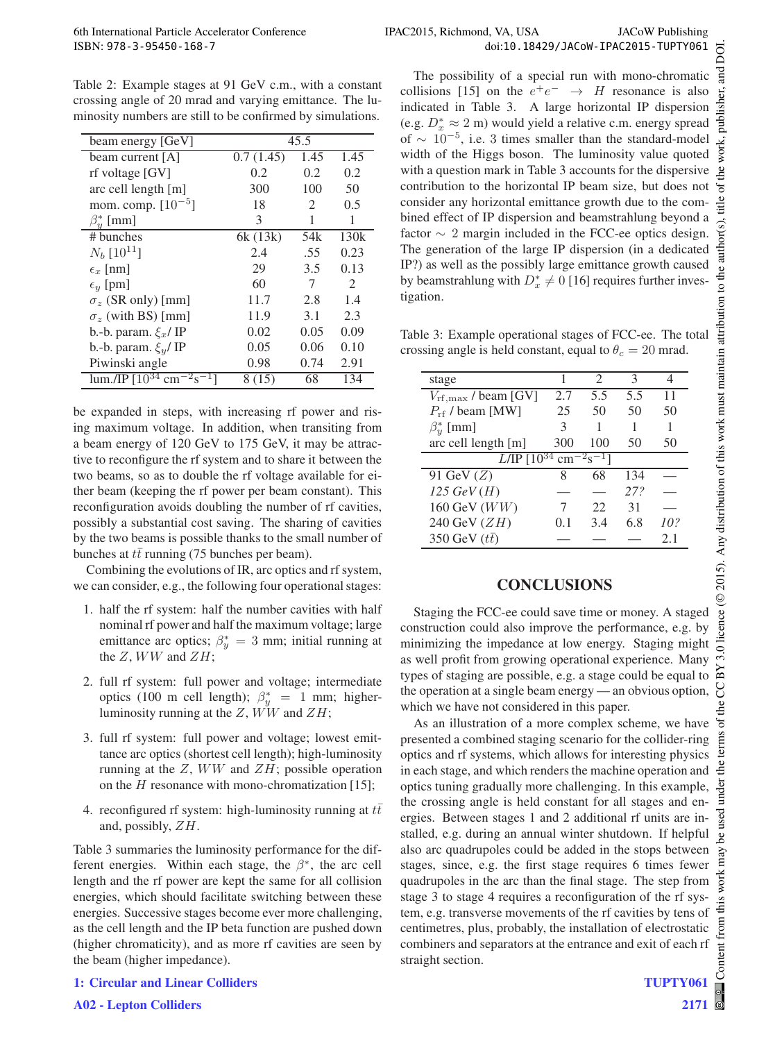Table 2: Example stages at 91 GeV c.m., with a constant crossing angle of 20 mrad and varying emittance. The luminosity numbers are still to be confirmed by simulations.

| beam energy [GeV] | 45.5 | | |
|---|---|---|---|
| beam current [A] | 0.7 (1.45) | 1.45 | 1.45 |
| rf voltage [GV] | 0.2 | 0.2 | 0.2 |
| arc cell length [m] | 300 | 100 | 50 |
| mom. comp. [$10^{-5}$] | 18 | 2 | 0.5 |
| $\beta_y^*$ [mm] | 3 | 1 | 1 |
| # bunches | 6k (13k) | 54k | 130k |
| $N_b$ [$10^{11}$] | 2.4 | .55 | 0.23 |
| $\epsilon_x$ [nm] | 29 | 3.5 | 0.13 |
| $\epsilon_y$ [pm] | 60 | 7 | 2 |
| $\sigma_z$ (SR only) [mm] | 11.7 | 2.8 | 1.4 |
| $\sigma_z$ (with BS) [mm] | 11.9 | 3.1 | 2.3 |
| b.-b. param. $\xi_x$/ IP | 0.02 | 0.05 | 0.09 |
| b.-b. param. $\xi_y$/ IP | 0.05 | 0.06 | 0.10 |
| Piwinski angle | 0.98 | 0.74 | 2.91 |
| lum./IP [$10^{34}$ cm$^{-2}$s$^{-1}$] | 8 (15) | 68 | 134 |

be expanded in steps, with increasing rf power and rising maximum voltage. In addition, when transiting from a beam energy of 120 GeV to 175 GeV, it may be attractive to reconfigure the rf system and to share it between the two beams, so as to double the rf voltage available for either beam (keeping the rf power per beam constant). This reconfiguration avoids doubling the number of rf cavities, possibly a substantial cost saving. The sharing of cavities by the two beams is possible thanks to the small number of bunches at $t\bar{t}$ running (75 bunches per beam).

Combining the evolutions of IR, arc optics and rf system, we can consider, e.g., the following four operational stages:

1. half the rf system: half the number cavities with half nominal rf power and half the maximum voltage; large emittance arc optics; $\beta_y^* = 3$ mm; initial running at the $Z$, $WW$ and $ZH$;
2. full rf system: full power and voltage; intermediate optics (100 m cell length); $\beta_y^* = 1$ mm; higher-luminosity running at the $Z$, $WW$ and $ZH$;
3. full rf system: full power and voltage; lowest emittance arc optics (shortest cell length); high-luminosity running at the $Z$, $WW$ and $ZH$; possible operation on the $H$ resonance with mono-chromatization [15];
4. reconfigured rf system: high-luminosity running at $t\bar{t}$ and, possibly, $ZH$.

Table 3 summaries the luminosity performance for the different energies. Within each stage, the $\beta^*$, the arc cell length and the rf power are kept the same for all collision energies, which should facilitate switching between these energies. Successive stages become ever more challenging, as the cell length and the IP beta function are pushed down (higher chromaticity), and as more rf cavities are seen by the beam (higher impedance).

The possibility of a special run with mono-chromatic collisions [15] on the $e^+e^- \rightarrow H$ resonance is also indicated in Table 3. A large horizontal IP dispersion (e.g. $D_x^* \approx 2$ m) would yield a relative c.m. energy spread of $\sim 10^{-5}$, i.e. 3 times smaller than the standard-model width of the Higgs boson. The luminosity value quoted with a question mark in Table 3 accounts for the dispersive contribution to the horizontal IP beam size, but does not consider any horizontal emittance growth due to the combined effect of IP dispersion and beamstrahlung beyond a factor $\sim 2$ margin included in the FCC-ee optics design. The generation of the large IP dispersion (in a dedicated IP?) as well as the possibly large emittance growth caused by beamstrahlung with $D_x^* \neq 0$ [16] requires further investigation.

Table 3: Example operational stages of FCC-ee. The total crossing angle is held constant, equal to $\theta_c = 20$ mrad.

| stage | 1 | 2 | 3 | 4 |
|---|---|---|---|---|
| $V_{\rm rf,max}$ / beam [GV] | 2.7 | 5.5 | 5.5 | 11 |
| $P_{\rm rf}$ / beam [MW] | 25 | 50 | 50 | 50 |
| $\beta_y^*$ [mm] | 3 | 1 | 1 | 1 |
| arc cell length [m] | 300 | 100 | 50 | 50 |
| $L$/IP [$10^{34}$ cm$^{-2}$s$^{-1}$] | | | | |
| 91 GeV ($Z$) | 8 | 68 | 134 | — |
| *125 GeV* ($H$) | — | — | *27?* | — |
| 160 GeV ($WW$) | 7 | 22 | 31 | — |
| 240 GeV ($ZH$) | 0.1 | 3.4 | 6.8 | *10?* |
| 350 GeV ($t\bar{t}$) | — | — | — | 2.1 |

## CONCLUSIONS

Staging the FCC-ee could save time or money. A staged construction could also improve the performance, e.g. by minimizing the impedance at low energy. Staging might as well profit from growing operational experience. Many types of staging are possible, e.g. a stage could be equal to the operation at a single beam energy — an obvious option, which we have not considered in this paper.

As an illustration of a more complex scheme, we have presented a combined staging scenario for the collider-ring optics and rf systems, which allows for interesting physics in each stage, and which renders the machine operation and optics tuning gradually more challenging. In this example, the crossing angle is held constant for all stages and energies. Between stages 1 and 2 additional rf units are installed, e.g. during an annual winter shutdown. If helpful also arc quadrupoles could be added in the stops between stages, since, e.g. the first stage requires 6 times fewer quadrupoles in the arc than the final stage. The step from stage 3 to stage 4 requires a reconfiguration of the rf system, e.g. transverse movements of the rf cavities by tens of centimetres, plus, probably, the installation of electrostatic combiners and separators at the entrance and exit of each rf straight section.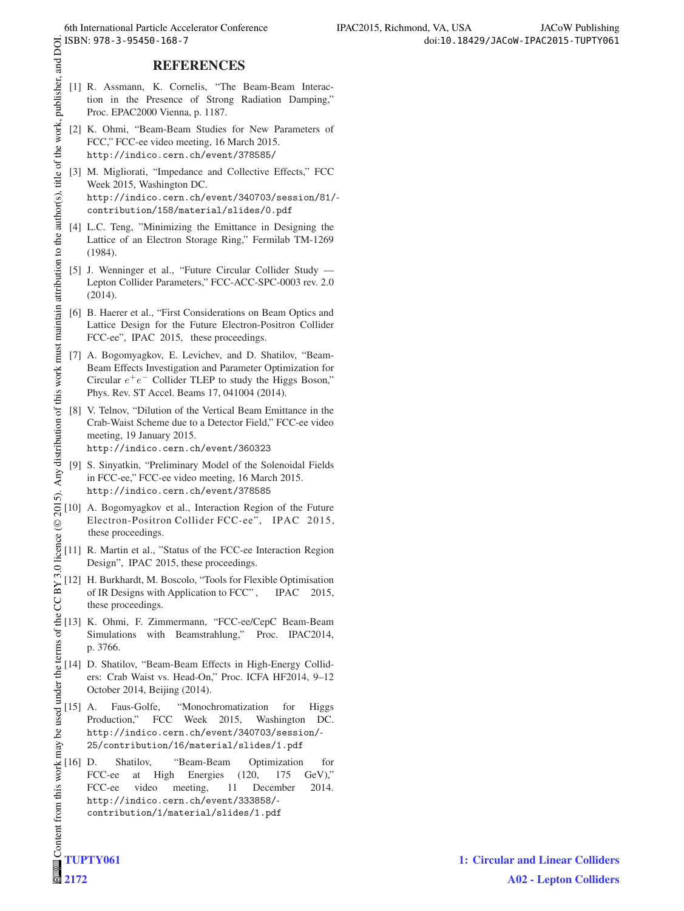## REFERENCES

[1] R. Assmann, K. Cornelis, "The Beam-Beam Interaction in the Presence of Strong Radiation Damping," Proc. EPAC2000 Vienna, p. 1187.

[2] K. Ohmi, "Beam-Beam Studies for New Parameters of FCC," FCC-ee video meeting, 16 March 2015. http://indico.cern.ch/event/378585/

[3] M. Migliorati, "Impedance and Collective Effects," FCC Week 2015, Washington DC. http://indico.cern.ch/event/340703/session/81/-contribution/158/material/slides/0.pdf

[4] L.C. Teng, "Minimizing the Emittance in Designing the Lattice of an Electron Storage Ring," Fermilab TM-1269 (1984).

[5] J. Wenninger et al., "Future Circular Collider Study — Lepton Collider Parameters," FCC-ACC-SPC-0003 rev. 2.0 (2014).

[6] B. Haerer et al., "First Considerations on Beam Optics and Lattice Design for the Future Electron-Positron Collider FCC-ee", IPAC 2015, these proceedings.

[7] A. Bogomyagkov, E. Levichev, and D. Shatilov, "Beam-Beam Effects Investigation and Parameter Optimization for Circular $e^+e^-$ Collider TLEP to study the Higgs Boson," Phys. Rev. ST Accel. Beams 17, 041004 (2014).

[8] V. Telnov, "Dilution of the Vertical Beam Emittance in the Crab-Waist Scheme due to a Detector Field," FCC-ee video meeting, 19 January 2015. http://indico.cern.ch/event/360323

[9] S. Sinyatkin, "Preliminary Model of the Solenoidal Fields in FCC-ee," FCC-ee video meeting, 16 March 2015. http://indico.cern.ch/event/378585

[10] A. Bogomyagkov et al., Interaction Region of the Future Electron-Positron Collider FCC-ee", IPAC 2015, these proceedings.

[11] R. Martin et al., "Status of the FCC-ee Interaction Region Design", IPAC 2015, these proceedings.

[12] H. Burkhardt, M. Boscolo, "Tools for Flexible Optimisation of IR Designs with Application to FCC", IPAC 2015, these proceedings.

[13] K. Ohmi, F. Zimmermann, "FCC-ee/CepC Beam-Beam Simulations with Beamstrahlung," Proc. IPAC2014, p. 3766.

[14] D. Shatilov, "Beam-Beam Effects in High-Energy Colliders: Crab Waist vs. Head-On," Proc. ICFA HF2014, 9–12 October 2014, Beijing (2014).

[15] A. Faus-Golfe, "Monochromatization for Higgs Production," FCC Week 2015, Washington DC. http://indico.cern.ch/event/340703/session/-25/contribution/16/material/slides/1.pdf

[16] D. Shatilov, "Beam-Beam Optimization for FCC-ee at High Energies (120, 175 GeV)," FCC-ee video meeting, 11 December 2014. http://indico.cern.ch/event/333858/-contribution/1/material/slides/1.pdf